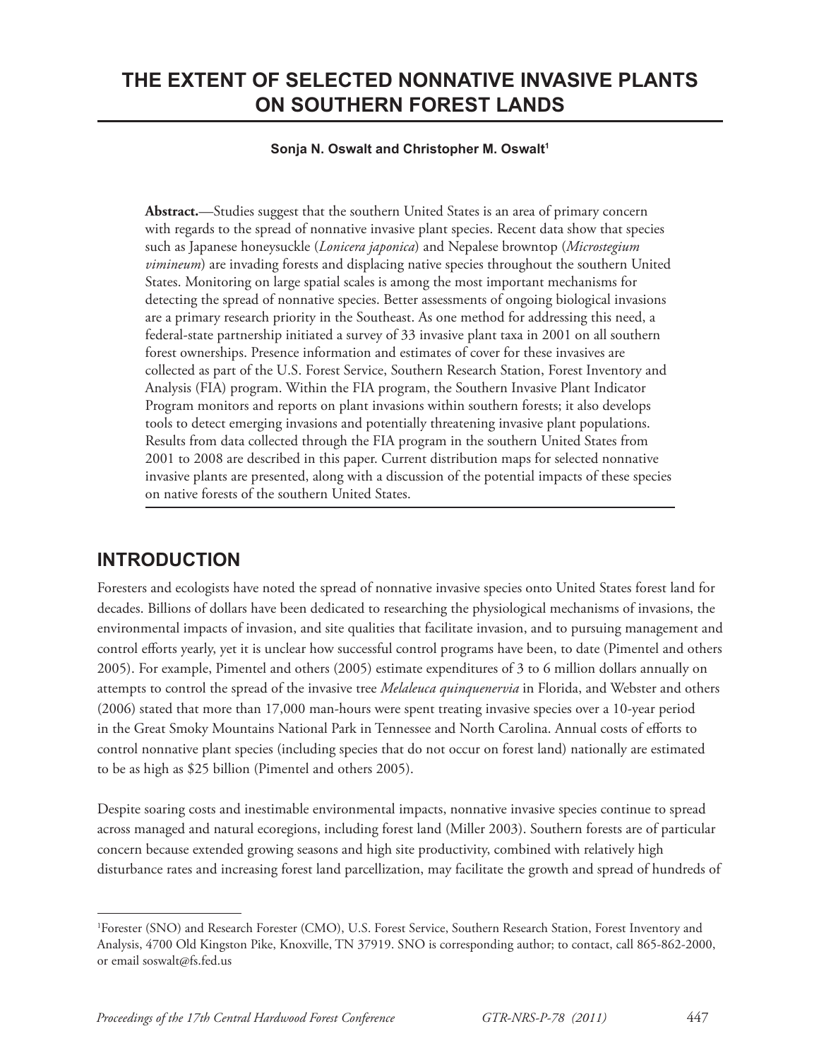# THE EXTENT OF SELECTED NONNATIVE INVASIVE PLANTS ON SOUTHERN FOREST LANDS

**Sonja N. Oswalt and Christopher M. Oswalt[1]**

**Abstract.**—Studies suggest that the southern United States is an area of primary concern with regards to the spread of nonnative invasive plant species. Recent data show that species such as Japanese honeysuckle (*Lonicera japonica*) and Nepalese browntop (*Microstegium vimineum*) are invading forests and displacing native species throughout the southern United States. Monitoring on large spatial scales is among the most important mechanisms for detecting the spread of nonnative species. Better assessments of ongoing biological invasions are a primary research priority in the Southeast. As one method for addressing this need, a federal-state partnership initiated a survey of 33 invasive plant taxa in 2001 on all southern forest ownerships. Presence information and estimates of cover for these invasives are collected as part of the U.S. Forest Service, Southern Research Station, Forest Inventory and Analysis (FIA) program. Within the FIA program, the Southern Invasive Plant Indicator Program monitors and reports on plant invasions within southern forests; it also develops tools to detect emerging invasions and potentially threatening invasive plant populations. Results from data collected through the FIA program in the southern United States from 2001 to 2008 are described in this paper. Current distribution maps for selected nonnative invasive plants are presented, along with a discussion of the potential impacts of these species on native forests of the southern United States.

## INTRODUCTION

Foresters and ecologists have noted the spread of nonnative invasive species onto United States forest land for decades. Billions of dollars have been dedicated to researching the physiological mechanisms of invasions, the environmental impacts of invasion, and site qualities that facilitate invasion, and to pursuing management and control efforts yearly, yet it is unclear how successful control programs have been, to date (Pimentel and others 2005). For example, Pimentel and others (2005) estimate expenditures of 3 to 6 million dollars annually on attempts to control the spread of the invasive tree *Melaleuca quinquenervia* in Florida, and Webster and others (2006) stated that more than 17,000 man-hours were spent treating invasive species over a 10-year period in the Great Smoky Mountains National Park in Tennessee and North Carolina. Annual costs of efforts to control nonnative plant species (including species that do not occur on forest land) nationally are estimated to be as high as $25 billion (Pimentel and others 2005).

Despite soaring costs and inestimable environmental impacts, nonnative invasive species continue to spread across managed and natural ecoregions, including forest land (Miller 2003). Southern forests are of particular concern because extended growing seasons and high site productivity, combined with relatively high disturbance rates and increasing forest land parcellization, may facilitate the growth and spread of hundreds of

[1]Forester (SNO) and Research Forester (CMO), U.S. Forest Service, Southern Research Station, Forest Inventory and Analysis, 4700 Old Kingston Pike, Knoxville, TN 37919. SNO is corresponding author; to contact, call 865-862-2000, or email soswalt@fs.fed.us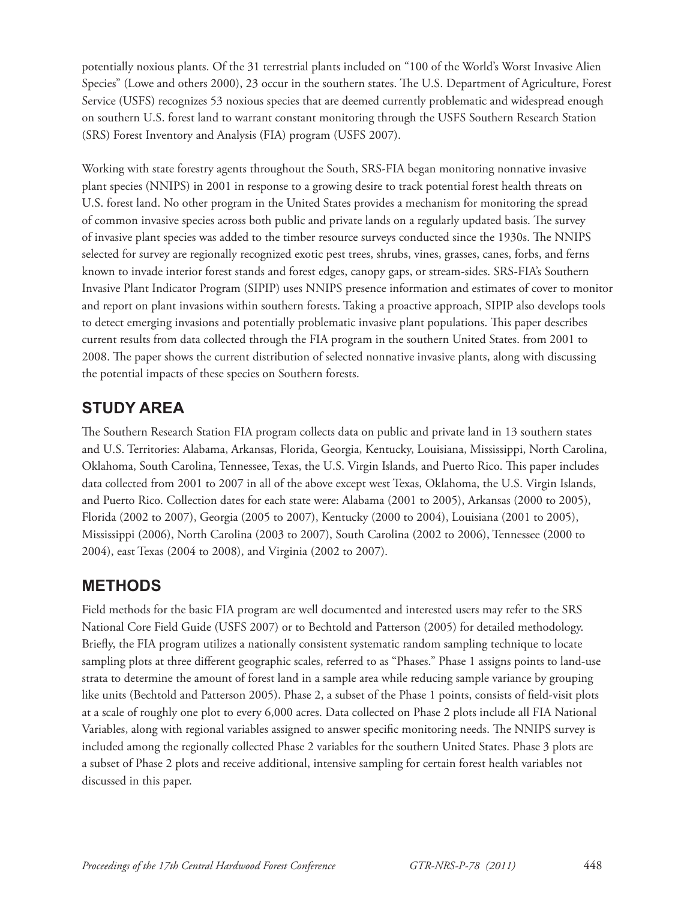potentially noxious plants. Of the 31 terrestrial plants included on "100 of the World's Worst Invasive Alien Species" (Lowe and others 2000), 23 occur in the southern states. The U.S. Department of Agriculture, Forest Service (USFS) recognizes 53 noxious species that are deemed currently problematic and widespread enough on southern U.S. forest land to warrant constant monitoring through the USFS Southern Research Station (SRS) Forest Inventory and Analysis (FIA) program (USFS 2007).

Working with state forestry agents throughout the South, SRS-FIA began monitoring nonnative invasive plant species (NNIPS) in 2001 in response to a growing desire to track potential forest health threats on U.S. forest land. No other program in the United States provides a mechanism for monitoring the spread of common invasive species across both public and private lands on a regularly updated basis. The survey of invasive plant species was added to the timber resource surveys conducted since the 1930s. The NNIPS selected for survey are regionally recognized exotic pest trees, shrubs, vines, grasses, canes, forbs, and ferns known to invade interior forest stands and forest edges, canopy gaps, or stream-sides. SRS-FIA's Southern Invasive Plant Indicator Program (SIPIP) uses NNIPS presence information and estimates of cover to monitor and report on plant invasions within southern forests. Taking a proactive approach, SIPIP also develops tools to detect emerging invasions and potentially problematic invasive plant populations. This paper describes current results from data collected through the FIA program in the southern United States. from 2001 to 2008. The paper shows the current distribution of selected nonnative invasive plants, along with discussing the potential impacts of these species on Southern forests.

## STUDY AREA

The Southern Research Station FIA program collects data on public and private land in 13 southern states and U.S. Territories: Alabama, Arkansas, Florida, Georgia, Kentucky, Louisiana, Mississippi, North Carolina, Oklahoma, South Carolina, Tennessee, Texas, the U.S. Virgin Islands, and Puerto Rico. This paper includes data collected from 2001 to 2007 in all of the above except west Texas, Oklahoma, the U.S. Virgin Islands, and Puerto Rico. Collection dates for each state were: Alabama (2001 to 2005), Arkansas (2000 to 2005), Florida (2002 to 2007), Georgia (2005 to 2007), Kentucky (2000 to 2004), Louisiana (2001 to 2005), Mississippi (2006), North Carolina (2003 to 2007), South Carolina (2002 to 2006), Tennessee (2000 to 2004), east Texas (2004 to 2008), and Virginia (2002 to 2007).

## METHODS

Field methods for the basic FIA program are well documented and interested users may refer to the SRS National Core Field Guide (USFS 2007) or to Bechtold and Patterson (2005) for detailed methodology. Briefly, the FIA program utilizes a nationally consistent systematic random sampling technique to locate sampling plots at three different geographic scales, referred to as "Phases." Phase 1 assigns points to land-use strata to determine the amount of forest land in a sample area while reducing sample variance by grouping like units (Bechtold and Patterson 2005). Phase 2, a subset of the Phase 1 points, consists of field-visit plots at a scale of roughly one plot to every 6,000 acres. Data collected on Phase 2 plots include all FIA National Variables, along with regional variables assigned to answer specific monitoring needs. The NNIPS survey is included among the regionally collected Phase 2 variables for the southern United States. Phase 3 plots are a subset of Phase 2 plots and receive additional, intensive sampling for certain forest health variables not discussed in this paper.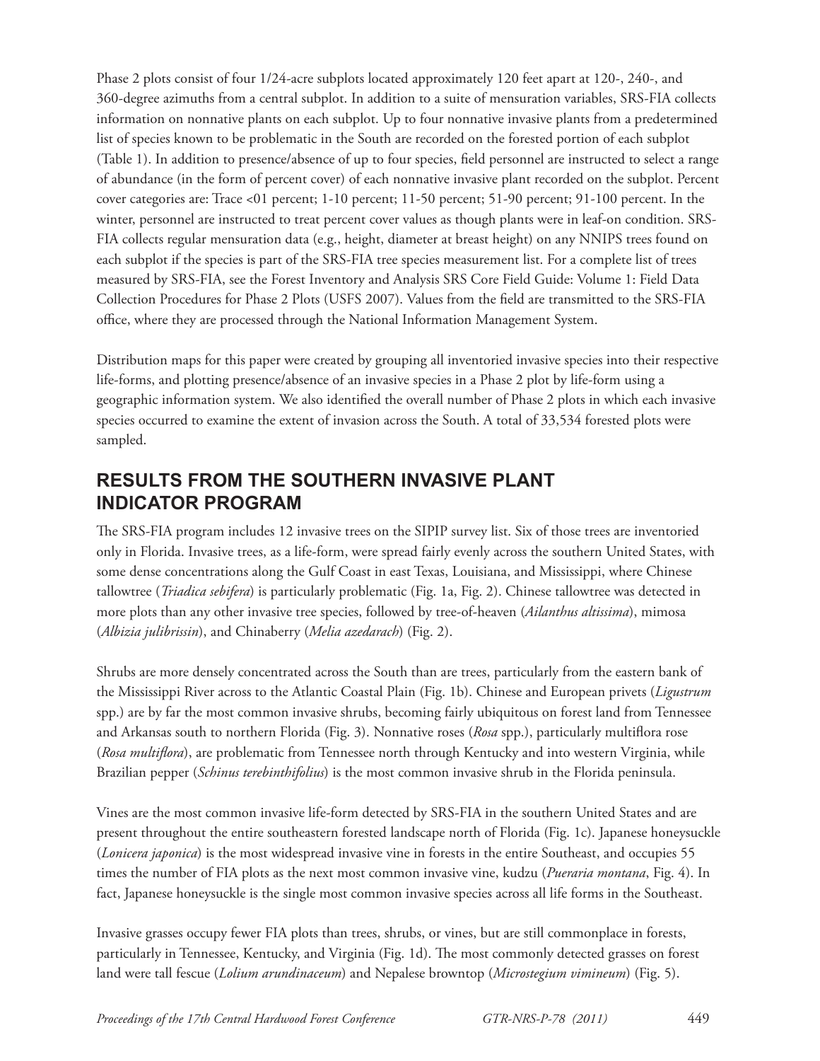Phase 2 plots consist of four 1/24-acre subplots located approximately 120 feet apart at 120-, 240-, and 360-degree azimuths from a central subplot. In addition to a suite of mensuration variables, SRS-FIA collects information on nonnative plants on each subplot. Up to four nonnative invasive plants from a predetermined list of species known to be problematic in the South are recorded on the forested portion of each subplot (Table 1). In addition to presence/absence of up to four species, field personnel are instructed to select a range of abundance (in the form of percent cover) of each nonnative invasive plant recorded on the subplot. Percent cover categories are: Trace <01 percent; 1-10 percent; 11-50 percent; 51-90 percent; 91-100 percent. In the winter, personnel are instructed to treat percent cover values as though plants were in leaf-on condition. SRS-FIA collects regular mensuration data (e.g., height, diameter at breast height) on any NNIPS trees found on each subplot if the species is part of the SRS-FIA tree species measurement list. For a complete list of trees measured by SRS-FIA, see the Forest Inventory and Analysis SRS Core Field Guide: Volume 1: Field Data Collection Procedures for Phase 2 Plots (USFS 2007). Values from the field are transmitted to the SRS-FIA office, where they are processed through the National Information Management System.

Distribution maps for this paper were created by grouping all inventoried invasive species into their respective life-forms, and plotting presence/absence of an invasive species in a Phase 2 plot by life-form using a geographic information system. We also identified the overall number of Phase 2 plots in which each invasive species occurred to examine the extent of invasion across the South. A total of 33,534 forested plots were sampled.

## RESULTS FROM THE SOUTHERN INVASIVE PLANT INDICATOR PROGRAM

The SRS-FIA program includes 12 invasive trees on the SIPIP survey list. Six of those trees are inventoried only in Florida. Invasive trees, as a life-form, were spread fairly evenly across the southern United States, with some dense concentrations along the Gulf Coast in east Texas, Louisiana, and Mississippi, where Chinese tallowtree (*Triadica sebifera*) is particularly problematic (Fig. 1a, Fig. 2). Chinese tallowtree was detected in more plots than any other invasive tree species, followed by tree-of-heaven (*Ailanthus altissima*), mimosa (*Albizia julibrissin*), and Chinaberry (*Melia azedarach*) (Fig. 2).

Shrubs are more densely concentrated across the South than are trees, particularly from the eastern bank of the Mississippi River across to the Atlantic Coastal Plain (Fig. 1b). Chinese and European privets (*Ligustrum* spp.) are by far the most common invasive shrubs, becoming fairly ubiquitous on forest land from Tennessee and Arkansas south to northern Florida (Fig. 3). Nonnative roses (*Rosa* spp.), particularly multiflora rose (*Rosa multiflora*), are problematic from Tennessee north through Kentucky and into western Virginia, while Brazilian pepper (*Schinus terebinthifolius*) is the most common invasive shrub in the Florida peninsula.

Vines are the most common invasive life-form detected by SRS-FIA in the southern United States and are present throughout the entire southeastern forested landscape north of Florida (Fig. 1c). Japanese honeysuckle (*Lonicera japonica*) is the most widespread invasive vine in forests in the entire Southeast, and occupies 55 times the number of FIA plots as the next most common invasive vine, kudzu (*Pueraria montana*, Fig. 4). In fact, Japanese honeysuckle is the single most common invasive species across all life forms in the Southeast.

Invasive grasses occupy fewer FIA plots than trees, shrubs, or vines, but are still commonplace in forests, particularly in Tennessee, Kentucky, and Virginia (Fig. 1d). The most commonly detected grasses on forest land were tall fescue (*Lolium arundinaceum*) and Nepalese browntop (*Microstegium vimineum*) (Fig. 5).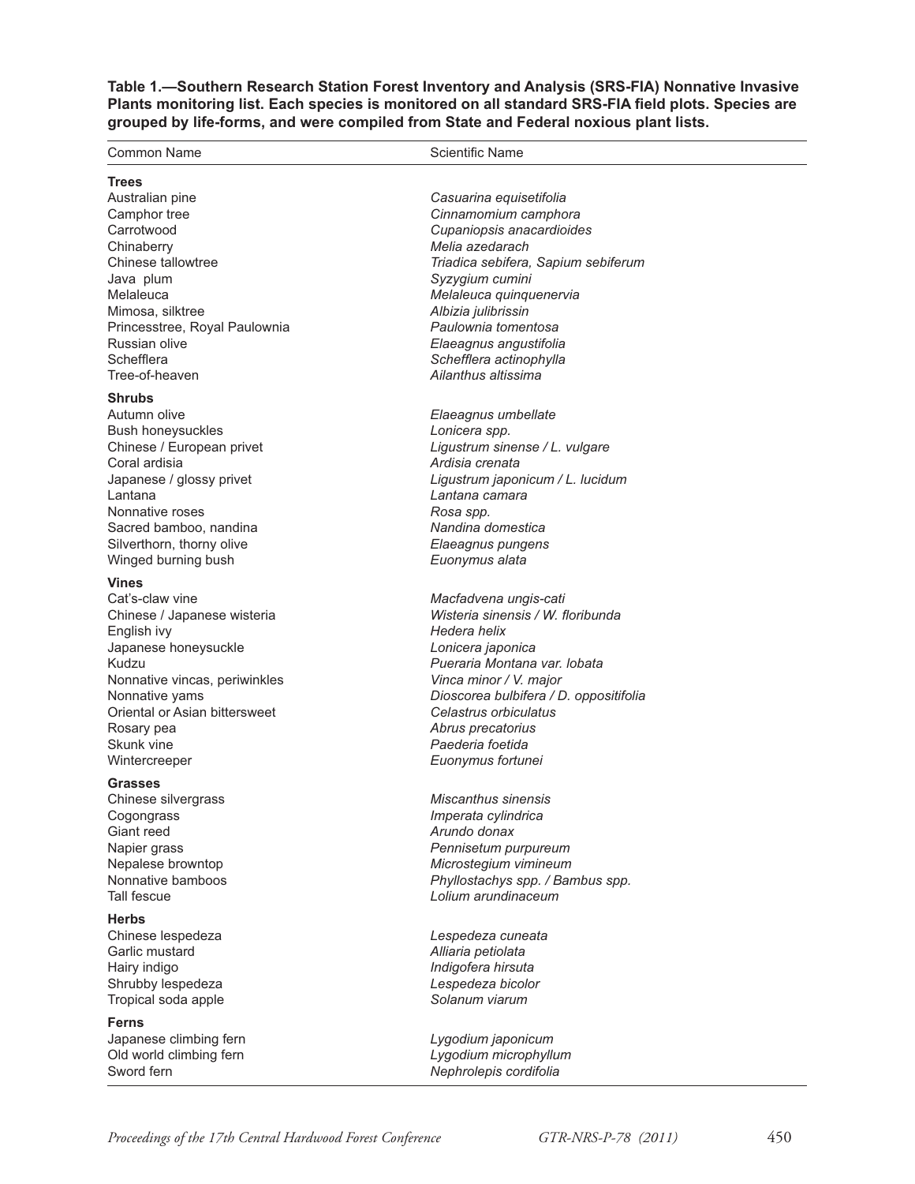**Table 1.—Southern Research Station Forest Inventory and Analysis (SRS-FIA) Nonnative Invasive Plants monitoring list. Each species is monitored on all standard SRS-FIA field plots. Species are grouped by life-forms, and were compiled from State and Federal noxious plant lists.**

| Common Name | Scientific Name |
| --- | --- |
| **Trees** | |
| Australian pine | *Casuarina equisetifolia* |
| Camphor tree | *Cinnamomium camphora* |
| Carrotwood | *Cupaniopsis anacardioides* |
| Chinaberry | *Melia azedarach* |
| Chinese tallowtree | *Triadica sebifera, Sapium sebiferum* |
| Java plum | *Syzygium cumini* |
| Melaleuca | *Melaleuca quinquenervia* |
| Mimosa, silktree | *Albizia julibrissin* |
| Princesstree, Royal Paulownia | *Paulownia tomentosa* |
| Russian olive | *Elaeagnus angustifolia* |
| Schefflera | *Schefflera actinophylla* |
| Tree-of-heaven | *Ailanthus altissima* |
| **Shrubs** | |
| Autumn olive | *Elaeagnus umbellate* |
| Bush honeysuckles | *Lonicera spp.* |
| Chinese / European privet | *Ligustrum sinense / L. vulgare* |
| Coral ardisia | *Ardisia crenata* |
| Japanese / glossy privet | *Ligustrum japonicum / L. lucidum* |
| Lantana | *Lantana camara* |
| Nonnative roses | *Rosa spp.* |
| Sacred bamboo, nandina | *Nandina domestica* |
| Silverthorn, thorny olive | *Elaeagnus pungens* |
| Winged burning bush | *Euonymus alata* |
| **Vines** | |
| Cat's-claw vine | *Macfadvena ungis-cati* |
| Chinese / Japanese wisteria | *Wisteria sinensis / W. floribunda* |
| English ivy | *Hedera helix* |
| Japanese honeysuckle | *Lonicera japonica* |
| Kudzu | *Pueraria Montana var. lobata* |
| Nonnative vincas, periwinkles | *Vinca minor / V. major* |
| Nonnative yams | *Dioscorea bulbifera / D. oppositifolia* |
| Oriental or Asian bittersweet | *Celastrus orbiculatus* |
| Rosary pea | *Abrus precatorius* |
| Skunk vine | *Paederia foetida* |
| Wintercreeper | *Euonymus fortunei* |
| **Grasses** | |
| Chinese silvergrass | *Miscanthus sinensis* |
| Cogongrass | *Imperata cylindrica* |
| Giant reed | *Arundo donax* |
| Napier grass | *Pennisetum purpureum* |
| Nepalese browntop | *Microstegium vimineum* |
| Nonnative bamboos | *Phyllostachys spp. / Bambus spp.* |
| Tall fescue | *Lolium arundinaceum* |
| **Herbs** | |
| Chinese lespedeza | *Lespedeza cuneata* |
| Garlic mustard | *Alliaria petiolata* |
| Hairy indigo | *Indigofera hirsuta* |
| Shrubby lespedeza | *Lespedeza bicolor* |
| Tropical soda apple | *Solanum viarum* |
| **Ferns** | |
| Japanese climbing fern | *Lygodium japonicum* |
| Old world climbing fern | *Lygodium microphyllum* |
| Sword fern | *Nephrolepis cordifolia* |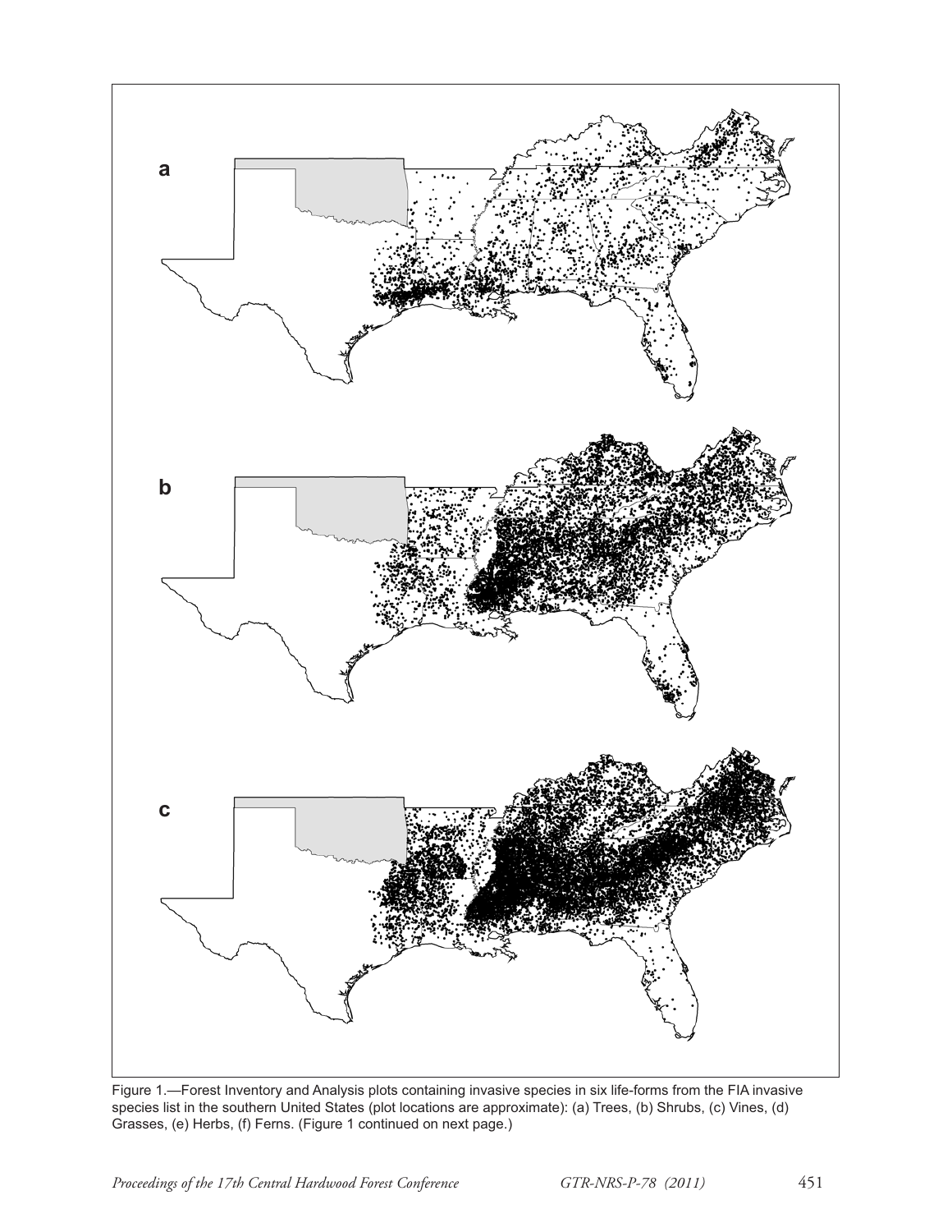Figure 1.—Forest Inventory and Analysis plots containing invasive species in six life-forms from the FIA invasive species list in the southern United States (plot locations are approximate): (a) Trees, (b) Shrubs, (c) Vines, (d) Grasses, (e) Herbs, (f) Ferns. (Figure 1 continued on next page.)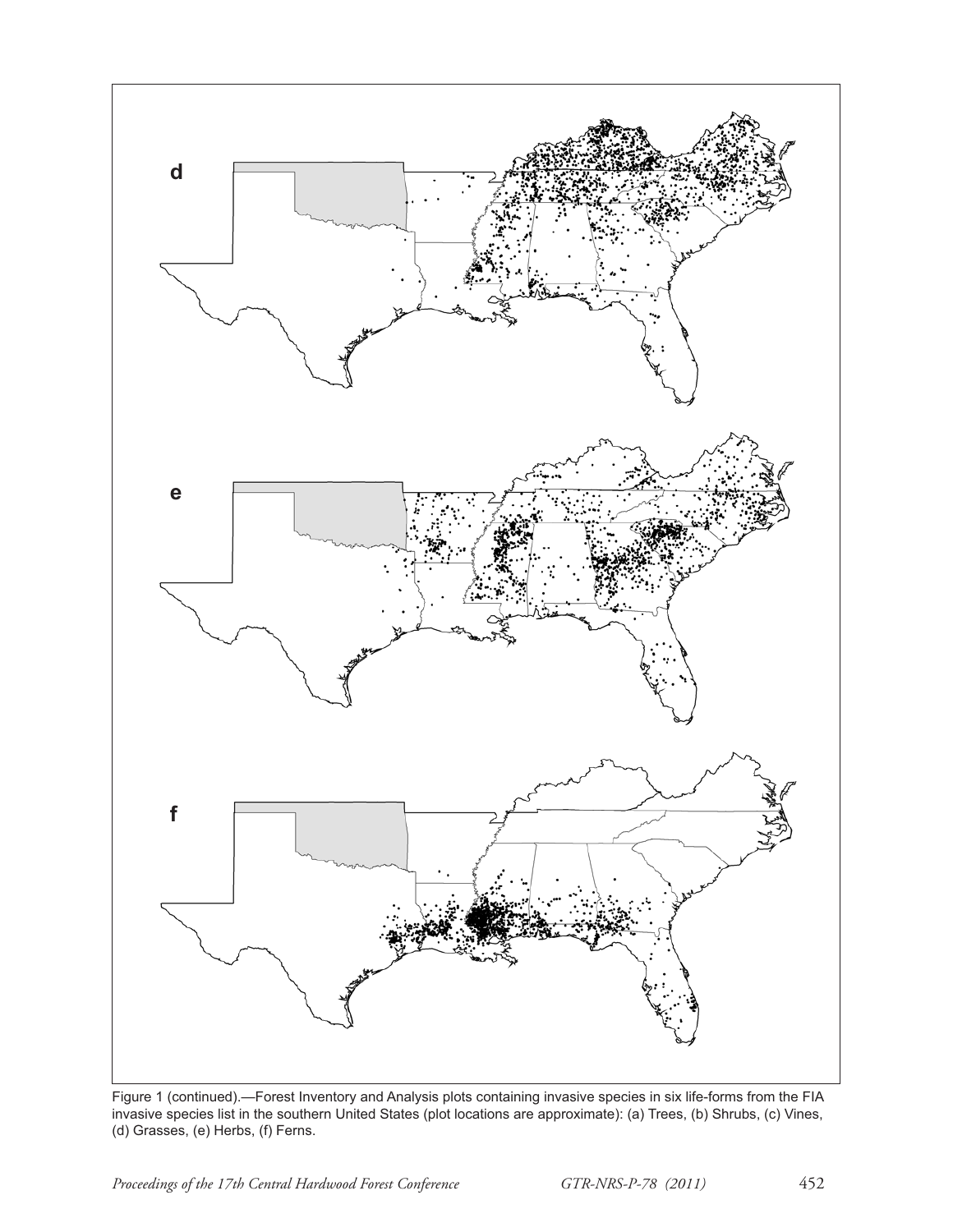Figure 1 (continued).—Forest Inventory and Analysis plots containing invasive species in six life-forms from the FIA invasive species list in the southern United States (plot locations are approximate): (a) Trees, (b) Shrubs, (c) Vines, (d) Grasses, (e) Herbs, (f) Ferns.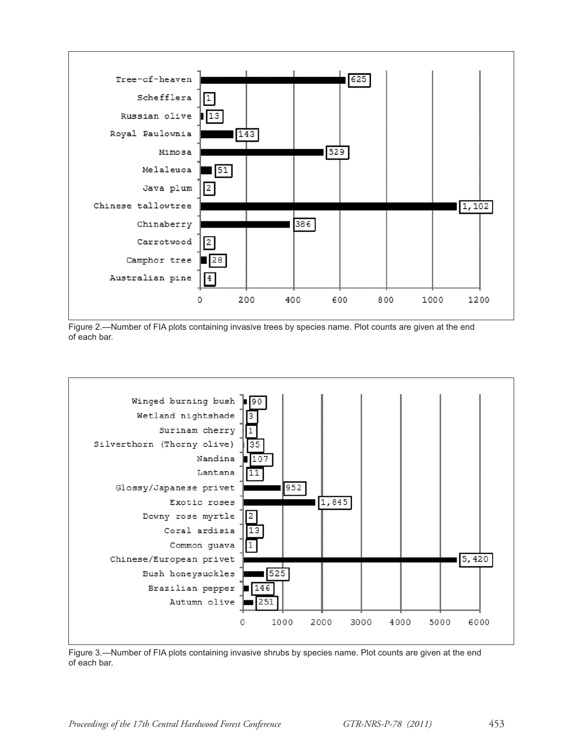| Species | Number of FIA plots |
|---|---|
| Tree-of-heaven | 625 |
| Schefflera | 1 |
| Russian olive | 13 |
| Royal Paulownia | 143 |
| Mimosa | 529 |
| Melaleuca | 51 |
| Java plum | 2 |
| Chinese tallowtree | 1,102 |
| Chinaberry | 386 |
| Carrotwood | 2 |
| Camphor tree | 28 |
| Australian pine | 4 |

Figure 2.—Number of FIA plots containing invasive trees by species name. Plot counts are given at the end of each bar.

| Species | Number of FIA plots |
|---|---|
| Winged burning bush | 90 |
| Wetland nightshade | 3 |
| Surinam cherry | 1 |
| Silverthorn (Thorny olive) | 35 |
| Nandina | 107 |
| Lantana | 11 |
| Glossy/Japanese privet | 952 |
| Exotic roses | 1,845 |
| Downy rose myrtle | 2 |
| Coral ardisia | 13 |
| Common guava | 1 |
| Chinese/European privet | 5,420 |
| Bush honeysuckles | 525 |
| Brazilian pepper | 146 |
| Autumn olive | 251 |

Figure 3.—Number of FIA plots containing invasive shrubs by species name. Plot counts are given at the end of each bar.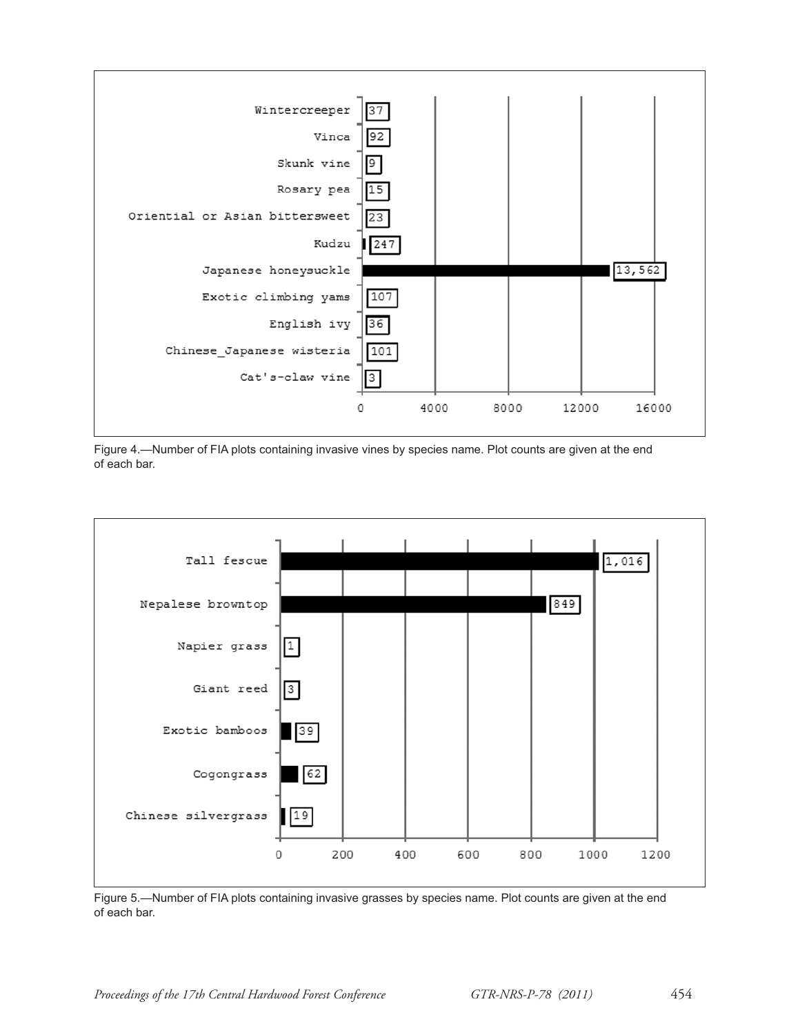| Species | Number of FIA plots |
|---|---|
| Wintercreeper | 37 |
| Vinca | 92 |
| Skunk vine | 9 |
| Rosary pea | 15 |
| Oriential or Asian bittersweet | 23 |
| Kudzu | 247 |
| Japanese honeysuckle | 13,562 |
| Exotic climbing yams | 107 |
| English ivy | 36 |
| Chinese_Japanese wisteria | 101 |
| Cat's-claw vine | 3 |

Figure 4.—Number of FIA plots containing invasive vines by species name. Plot counts are given at the end of each bar.

| Species | Number of FIA plots |
|---|---|
| Tall fescue | 1,016 |
| Nepalese browntop | 849 |
| Napier grass | 1 |
| Giant reed | 3 |
| Exotic bamboos | 39 |
| Cogongrass | 62 |
| Chinese silvergrass | 19 |

Figure 5.—Number of FIA plots containing invasive grasses by species name. Plot counts are given at the end of each bar.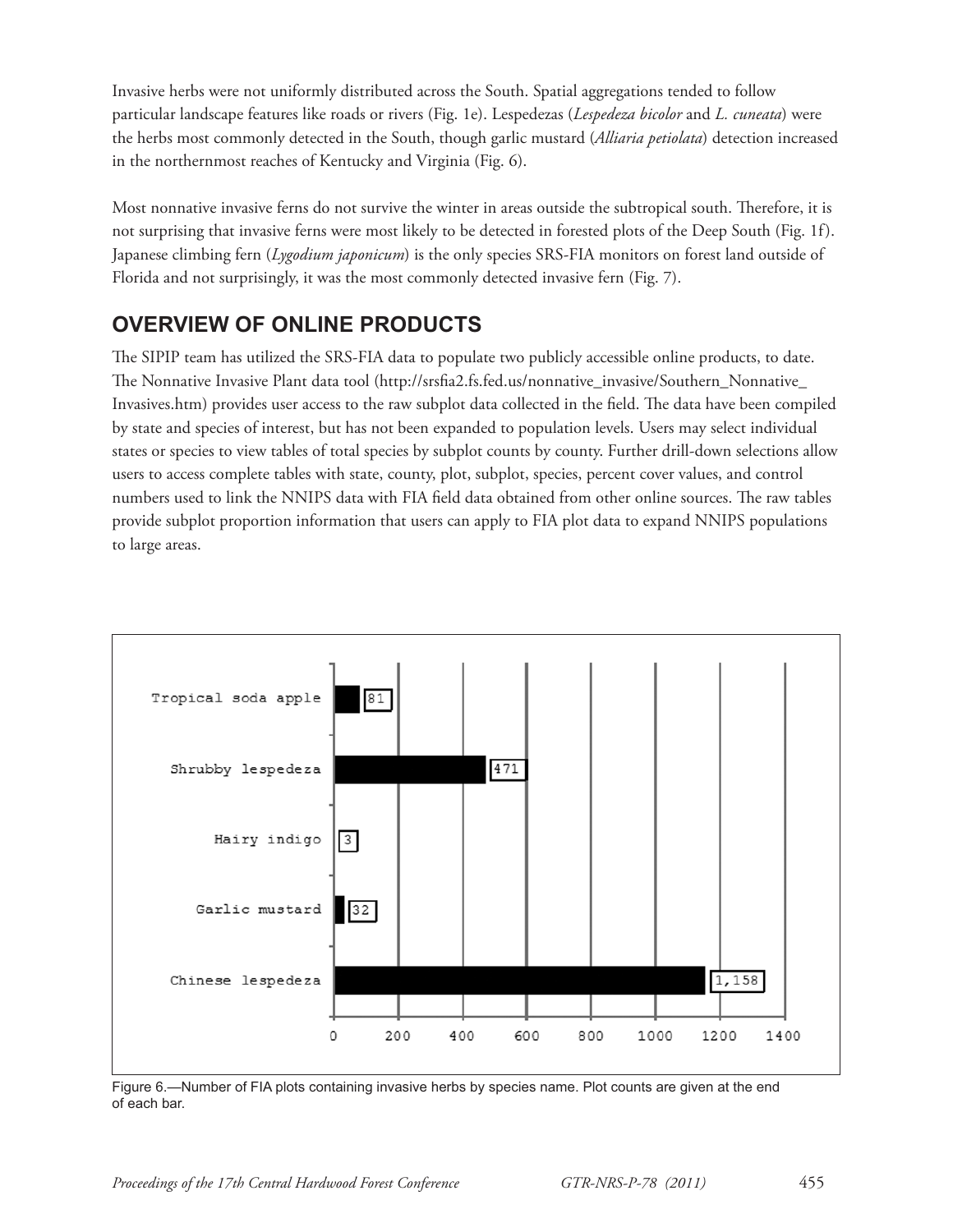Invasive herbs were not uniformly distributed across the South. Spatial aggregations tended to follow particular landscape features like roads or rivers (Fig. 1e). Lespedezas (*Lespedeza bicolor* and *L. cuneata*) were the herbs most commonly detected in the South, though garlic mustard (*Alliaria petiolata*) detection increased in the northernmost reaches of Kentucky and Virginia (Fig. 6).

Most nonnative invasive ferns do not survive the winter in areas outside the subtropical south. Therefore, it is not surprising that invasive ferns were most likely to be detected in forested plots of the Deep South (Fig. 1f). Japanese climbing fern (*Lygodium japonicum*) is the only species SRS-FIA monitors on forest land outside of Florida and not surprisingly, it was the most commonly detected invasive fern (Fig. 7).

## OVERVIEW OF ONLINE PRODUCTS

The SIPIP team has utilized the SRS-FIA data to populate two publicly accessible online products, to date. The Nonnative Invasive Plant data tool (http://srsfia2.fs.fed.us/nonnative_invasive/Southern_Nonnative_Invasives.htm) provides user access to the raw subplot data collected in the field. The data have been compiled by state and species of interest, but has not been expanded to population levels. Users may select individual states or species to view tables of total species by subplot counts by county. Further drill-down selections allow users to access complete tables with state, county, plot, subplot, species, percent cover values, and control numbers used to link the NNIPS data with FIA field data obtained from other online sources. The raw tables provide subplot proportion information that users can apply to FIA plot data to expand NNIPS populations to large areas.

| Species | Number of FIA plots |
|---|---|
| Tropical soda apple | 81 |
| Shrubby lespedeza | 471 |
| Hairy indigo | 3 |
| Garlic mustard | 32 |
| Chinese lespedeza | 1,158 |

Figure 6.—Number of FIA plots containing invasive herbs by species name. Plot counts are given at the end of each bar.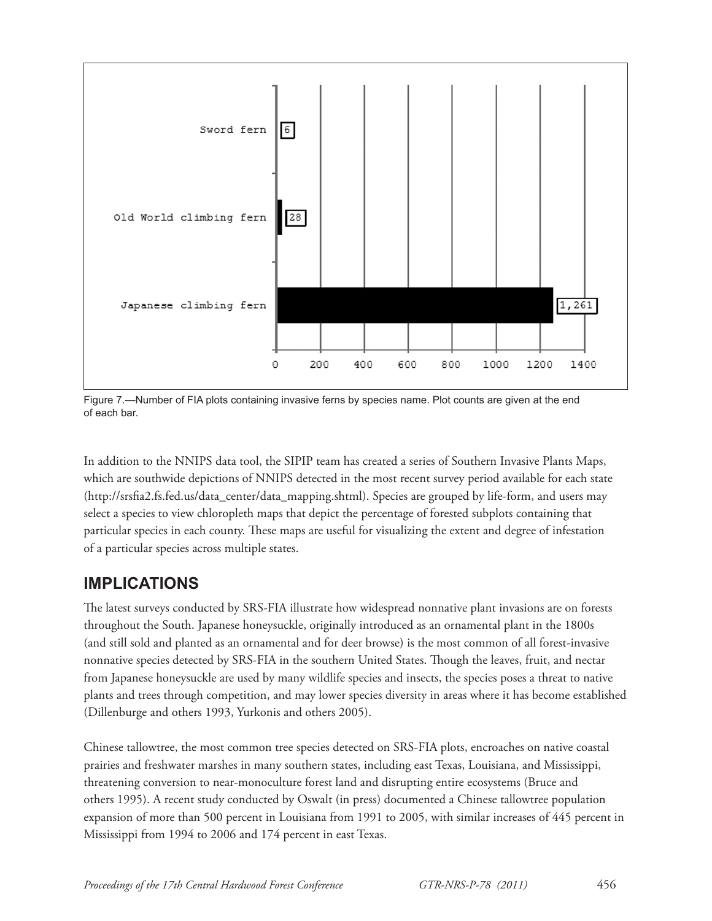Figure 7.—Number of FIA plots containing invasive ferns by species name. Plot counts are given at the end of each bar.

In addition to the NNIPS data tool, the SIPIP team has created a series of Southern Invasive Plants Maps, which are southwide depictions of NNIPS detected in the most recent survey period available for each state (http://srsfia2.fs.fed.us/data_center/data_mapping.shtml). Species are grouped by life-form, and users may select a species to view chloropleth maps that depict the percentage of forested subplots containing that particular species in each county. These maps are useful for visualizing the extent and degree of infestation of a particular species across multiple states.

## IMPLICATIONS

The latest surveys conducted by SRS-FIA illustrate how widespread nonnative plant invasions are on forests throughout the South. Japanese honeysuckle, originally introduced as an ornamental plant in the 1800s (and still sold and planted as an ornamental and for deer browse) is the most common of all forest-invasive nonnative species detected by SRS-FIA in the southern United States. Though the leaves, fruit, and nectar from Japanese honeysuckle are used by many wildlife species and insects, the species poses a threat to native plants and trees through competition, and may lower species diversity in areas where it has become established (Dillenburge and others 1993, Yurkonis and others 2005).

Chinese tallowtree, the most common tree species detected on SRS-FIA plots, encroaches on native coastal prairies and freshwater marshes in many southern states, including east Texas, Louisiana, and Mississippi, threatening conversion to near-monoculture forest land and disrupting entire ecosystems (Bruce and others 1995). A recent study conducted by Oswalt (in press) documented a Chinese tallowtree population expansion of more than 500 percent in Louisiana from 1991 to 2005, with similar increases of 445 percent in Mississippi from 1994 to 2006 and 174 percent in east Texas.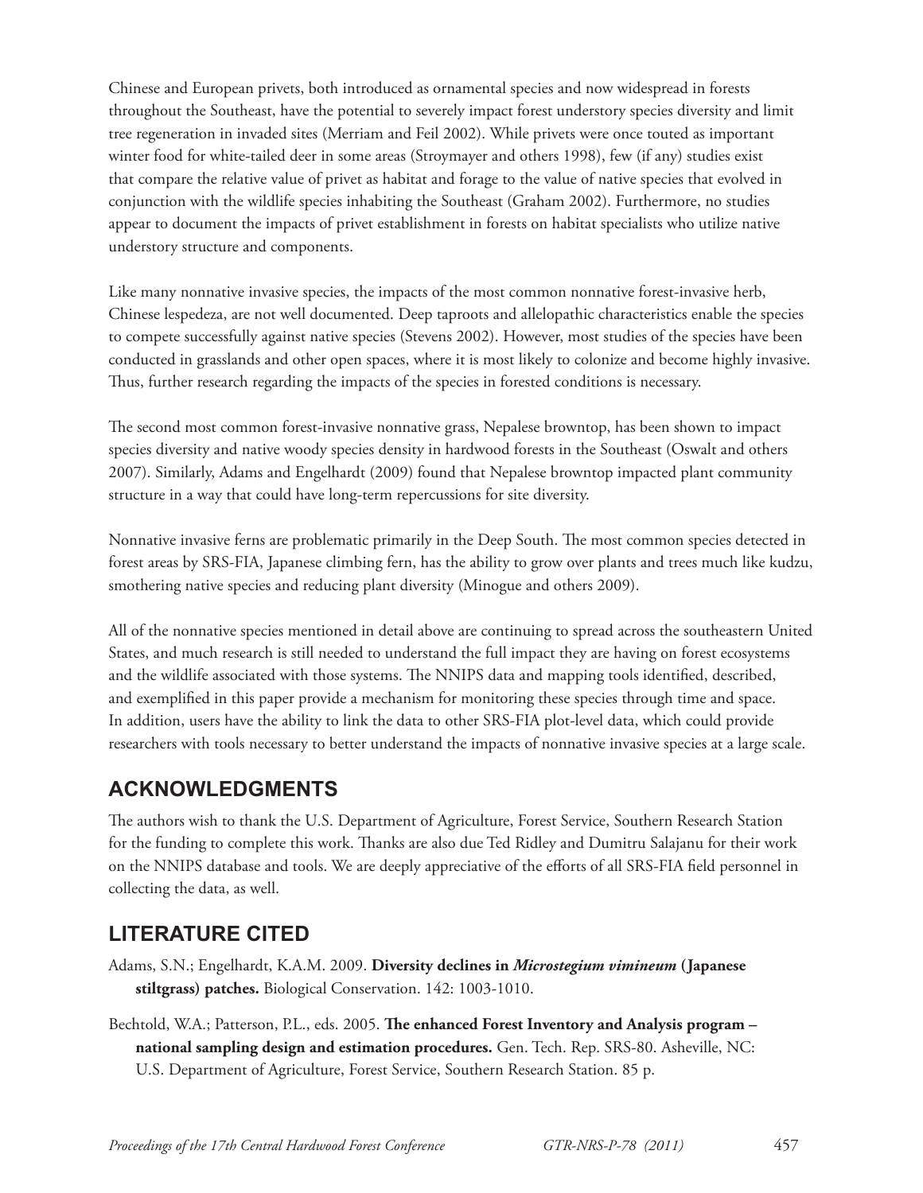Chinese and European privets, both introduced as ornamental species and now widespread in forests throughout the Southeast, have the potential to severely impact forest understory species diversity and limit tree regeneration in invaded sites (Merriam and Feil 2002). While privets were once touted as important winter food for white-tailed deer in some areas (Stroymayer and others 1998), few (if any) studies exist that compare the relative value of privet as habitat and forage to the value of native species that evolved in conjunction with the wildlife species inhabiting the Southeast (Graham 2002). Furthermore, no studies appear to document the impacts of privet establishment in forests on habitat specialists who utilize native understory structure and components.

Like many nonnative invasive species, the impacts of the most common nonnative forest-invasive herb, Chinese lespedeza, are not well documented. Deep taproots and allelopathic characteristics enable the species to compete successfully against native species (Stevens 2002). However, most studies of the species have been conducted in grasslands and other open spaces, where it is most likely to colonize and become highly invasive. Thus, further research regarding the impacts of the species in forested conditions is necessary.

The second most common forest-invasive nonnative grass, Nepalese browntop, has been shown to impact species diversity and native woody species density in hardwood forests in the Southeast (Oswalt and others 2007). Similarly, Adams and Engelhardt (2009) found that Nepalese browntop impacted plant community structure in a way that could have long-term repercussions for site diversity.

Nonnative invasive ferns are problematic primarily in the Deep South. The most common species detected in forest areas by SRS-FIA, Japanese climbing fern, has the ability to grow over plants and trees much like kudzu, smothering native species and reducing plant diversity (Minogue and others 2009).

All of the nonnative species mentioned in detail above are continuing to spread across the southeastern United States, and much research is still needed to understand the full impact they are having on forest ecosystems and the wildlife associated with those systems. The NNIPS data and mapping tools identified, described, and exemplified in this paper provide a mechanism for monitoring these species through time and space. In addition, users have the ability to link the data to other SRS-FIA plot-level data, which could provide researchers with tools necessary to better understand the impacts of nonnative invasive species at a large scale.

## ACKNOWLEDGMENTS

The authors wish to thank the U.S. Department of Agriculture, Forest Service, Southern Research Station for the funding to complete this work. Thanks are also due Ted Ridley and Dumitru Salajanu for their work on the NNIPS database and tools. We are deeply appreciative of the efforts of all SRS-FIA field personnel in collecting the data, as well.

## LITERATURE CITED

Adams, S.N.; Engelhardt, K.A.M. 2009. **Diversity declines in *Microstegium vimineum* (Japanese stiltgrass) patches.** Biological Conservation. 142: 1003-1010.

Bechtold, W.A.; Patterson, P.L., eds. 2005. **The enhanced Forest Inventory and Analysis program – national sampling design and estimation procedures.** Gen. Tech. Rep. SRS-80. Asheville, NC: U.S. Department of Agriculture, Forest Service, Southern Research Station. 85 p.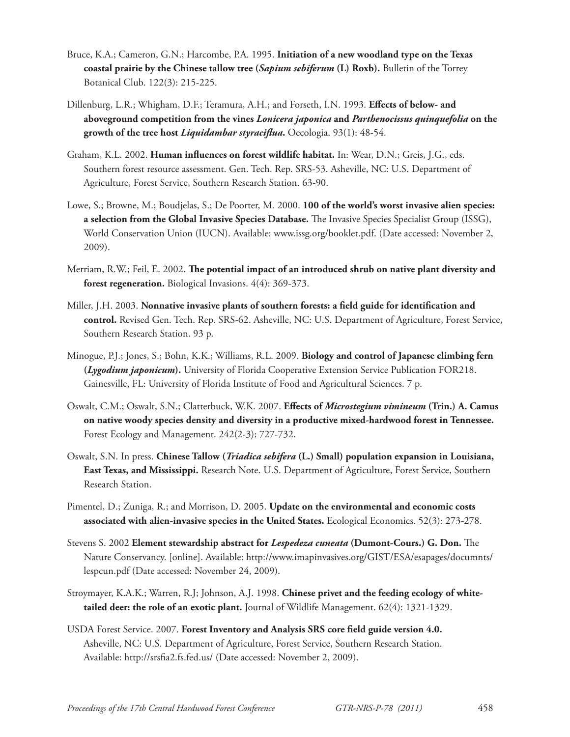Bruce, K.A.; Cameron, G.N.; Harcombe, P.A. 1995. **Initiation of a new woodland type on the Texas coastal prairie by the Chinese tallow tree (*Sapium sebiferum* (L) Roxb).** Bulletin of the Torrey Botanical Club. 122(3): 215-225.

Dillenburg, L.R.; Whigham, D.F.; Teramura, A.H.; and Forseth, I.N. 1993. **Effects of below- and aboveground competition from the vines *Lonicera japonica* and *Parthenocissus quinquefolia* on the growth of the tree host *Liquidambar styraciflua*.** Oecologia. 93(1): 48-54.

Graham, K.L. 2002. **Human influences on forest wildlife habitat.** In: Wear, D.N.; Greis, J.G., eds. Southern forest resource assessment. Gen. Tech. Rep. SRS-53. Asheville, NC: U.S. Department of Agriculture, Forest Service, Southern Research Station. 63-90.

Lowe, S.; Browne, M.; Boudjelas, S.; De Poorter, M. 2000. **100 of the world's worst invasive alien species: a selection from the Global Invasive Species Database.** The Invasive Species Specialist Group (ISSG), World Conservation Union (IUCN). Available: www.issg.org/booklet.pdf. (Date accessed: November 2, 2009).

Merriam, R.W.; Feil, E. 2002. **The potential impact of an introduced shrub on native plant diversity and forest regeneration.** Biological Invasions. 4(4): 369-373.

Miller, J.H. 2003. **Nonnative invasive plants of southern forests: a field guide for identification and control.** Revised Gen. Tech. Rep. SRS-62. Asheville, NC: U.S. Department of Agriculture, Forest Service, Southern Research Station. 93 p.

Minogue, P.J.; Jones, S.; Bohn, K.K.; Williams, R.L. 2009. **Biology and control of Japanese climbing fern (*Lygodium japonicum*).** University of Florida Cooperative Extension Service Publication FOR218. Gainesville, FL: University of Florida Institute of Food and Agricultural Sciences. 7 p.

Oswalt, C.M.; Oswalt, S.N.; Clatterbuck, W.K. 2007. **Effects of *Microstegium vimineum* (Trin.) A. Camus on native woody species density and diversity in a productive mixed-hardwood forest in Tennessee.** Forest Ecology and Management. 242(2-3): 727-732.

Oswalt, S.N. In press. **Chinese Tallow (*Triadica sebifera* (L.) Small) population expansion in Louisiana, East Texas, and Mississippi.** Research Note. U.S. Department of Agriculture, Forest Service, Southern Research Station.

Pimentel, D.; Zuniga, R.; and Morrison, D. 2005. **Update on the environmental and economic costs associated with alien-invasive species in the United States.** Ecological Economics. 52(3): 273-278.

Stevens S. 2002 **Element stewardship abstract for *Lespedeza cuneata* (Dumont-Cours.) G. Don.** The Nature Conservancy. [online]. Available: http://www.imapinvasives.org/GIST/ESA/esapages/documnts/lespcun.pdf (Date accessed: November 24, 2009).

Stroymayer, K.A.K.; Warren, R.J; Johnson, A.J. 1998. **Chinese privet and the feeding ecology of white-tailed deer: the role of an exotic plant.** Journal of Wildlife Management. 62(4): 1321-1329.

USDA Forest Service. 2007. **Forest Inventory and Analysis SRS core field guide version 4.0.** Asheville, NC: U.S. Department of Agriculture, Forest Service, Southern Research Station. Available: http://srsfia2.fs.fed.us/ (Date accessed: November 2, 2009).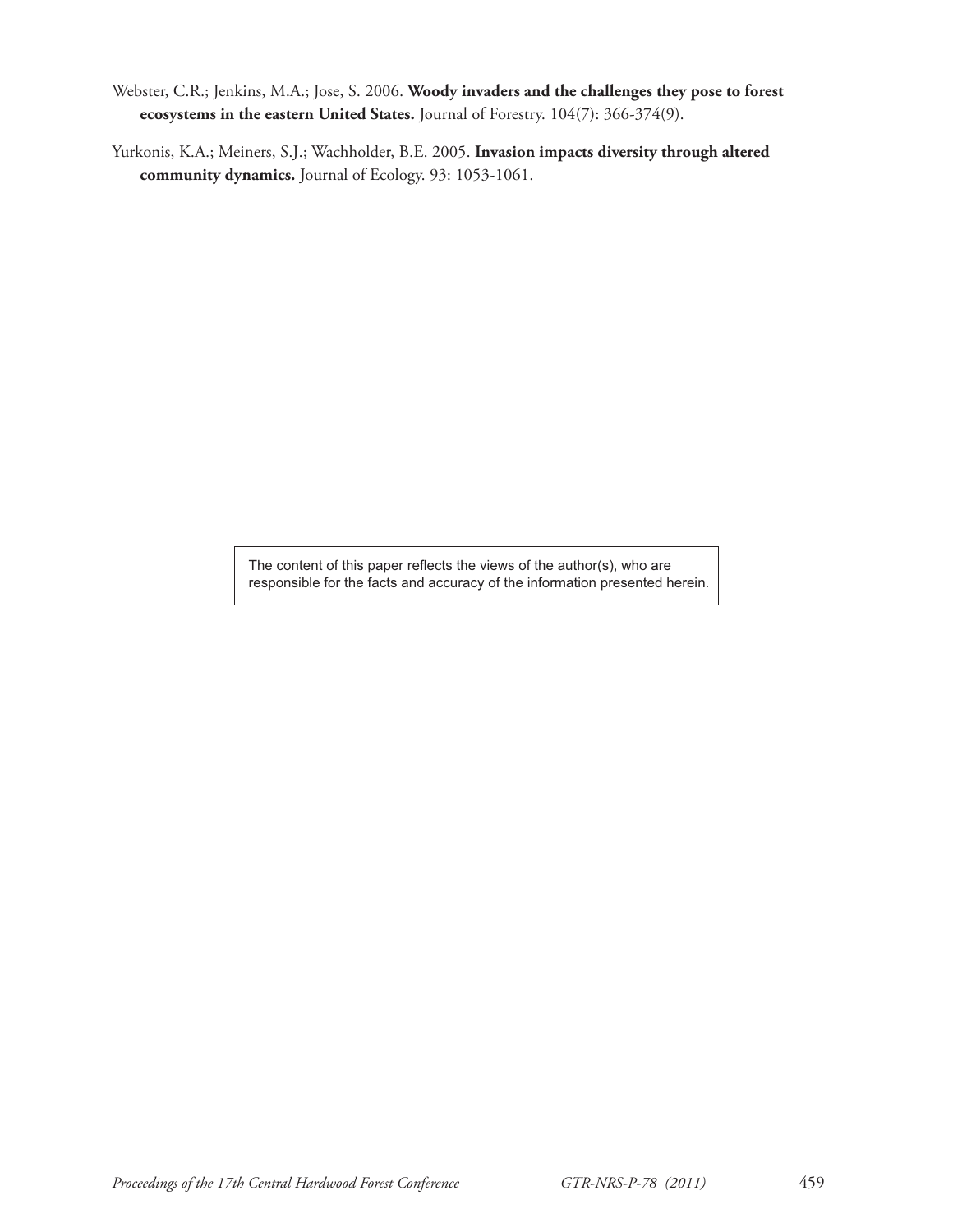Webster, C.R.; Jenkins, M.A.; Jose, S. 2006. **Woody invaders and the challenges they pose to forest ecosystems in the eastern United States.** Journal of Forestry. 104(7): 366-374(9).

Yurkonis, K.A.; Meiners, S.J.; Wachholder, B.E. 2005. **Invasion impacts diversity through altered community dynamics.** Journal of Ecology. 93: 1053-1061.

The content of this paper reflects the views of the author(s), who are responsible for the facts and accuracy of the information presented herein.